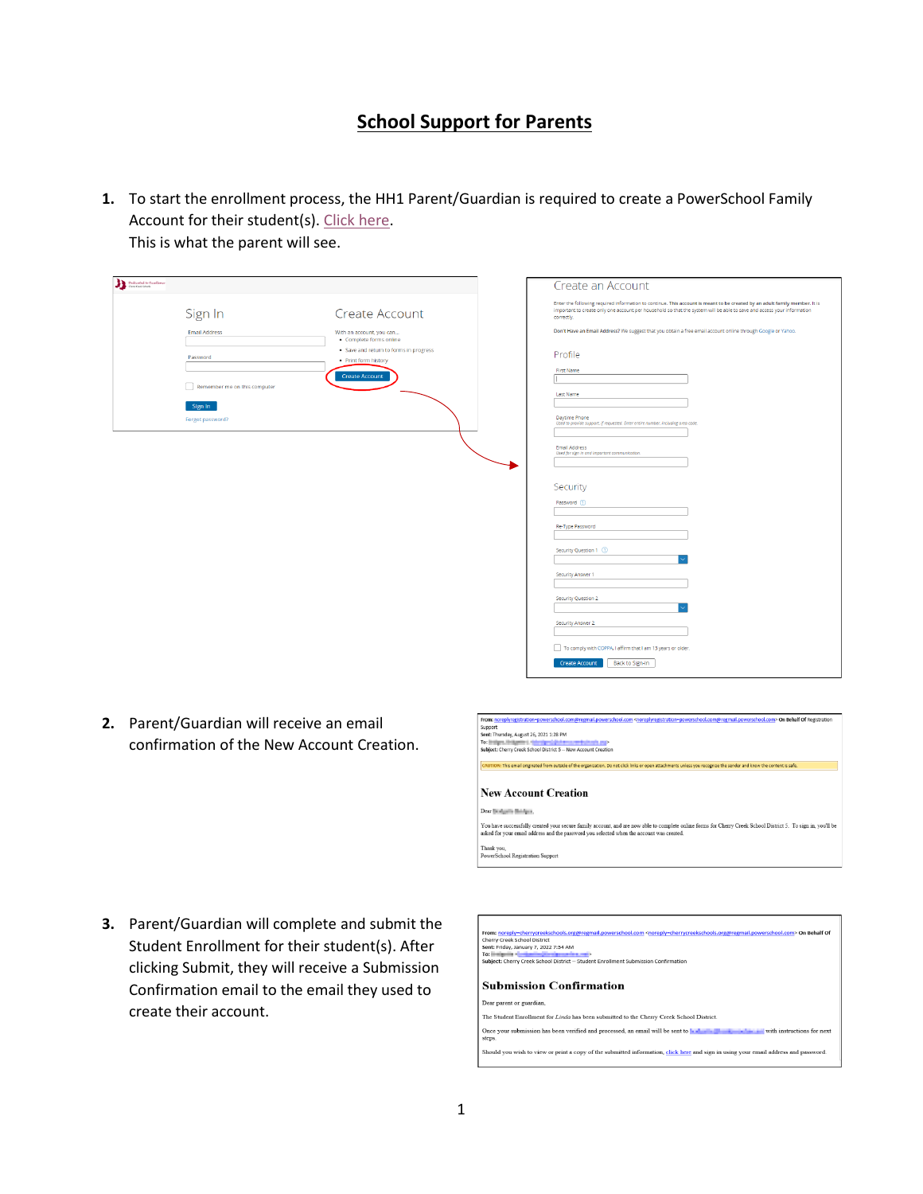# School Support for Parents

1. To start the enrollment process, the HH1 Parent/Guardian is required to create a PowerSchool Family Account for their student(s). Click here.
   This is what the parent will see.

2. Parent/Guardian will receive an email confirmation of the New Account Creation.

3. Parent/Guardian will complete and submit the Student Enrollment for their student(s). After clicking Submit, they will receive a Submission Confirmation email to the email they used to create their account.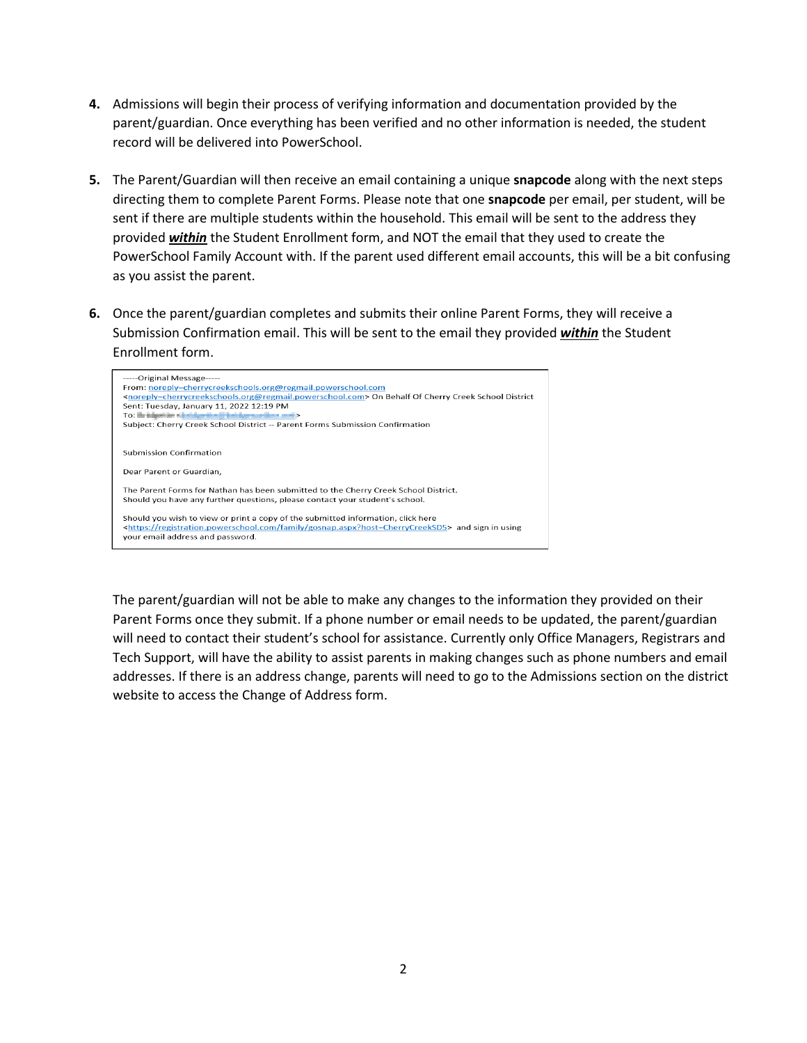4. Admissions will begin their process of verifying information and documentation provided by the parent/guardian. Once everything has been verified and no other information is needed, the student record will be delivered into PowerSchool.

5. The Parent/Guardian will then receive an email containing a unique **snapcode** along with the next steps directing them to complete Parent Forms. Please note that one **snapcode** per email, per student, will be sent if there are multiple students within the household. This email will be sent to the address they provided ***within*** the Student Enrollment form, and NOT the email that they used to create the PowerSchool Family Account with. If the parent used different email accounts, this will be a bit confusing as you assist the parent.

6. Once the parent/guardian completes and submits their online Parent Forms, they will receive a Submission Confirmation email. This will be sent to the email they provided ***within*** the Student Enrollment form.

```
-----Original Message-----
From: noreply-cherrycreekschools.org@regmail.powerschool.com
<noreply-cherrycreekschools.org@regmail.powerschool.com> On Behalf Of Cherry Creek School District
Sent: Tuesday, January 11, 2022 12:19 PM
To:
Subject: Cherry Creek School District -- Parent Forms Submission Confirmation


Submission Confirmation

Dear Parent or Guardian,

The Parent Forms for Nathan has been submitted to the Cherry Creek School District.
Should you have any further questions, please contact your student's school.

Should you wish to view or print a copy of the submitted information, click here
<https://registration.powerschool.com/family/gosnap.aspx?host=CherryCreekSD5> and sign in using
your email address and password.
```

The parent/guardian will not be able to make any changes to the information they provided on their Parent Forms once they submit. If a phone number or email needs to be updated, the parent/guardian will need to contact their student's school for assistance. Currently only Office Managers, Registrars and Tech Support, will have the ability to assist parents in making changes such as phone numbers and email addresses. If there is an address change, parents will need to go to the Admissions section on the district website to access the Change of Address form.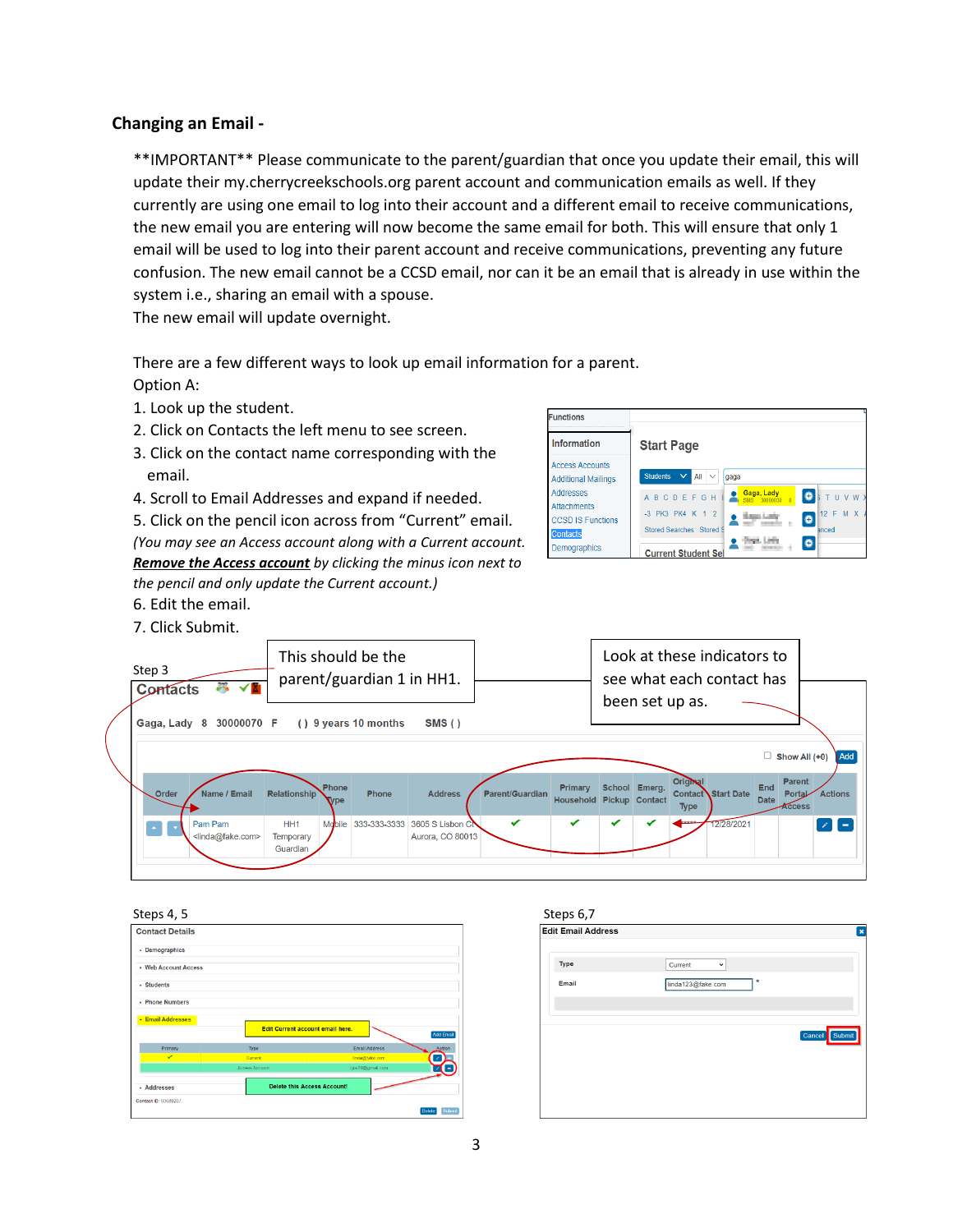**Changing an Email -**

**IMPORTANT** Please communicate to the parent/guardian that once you update their email, this will update their my.cherrycreekschools.org parent account and communication emails as well. If they currently are using one email to log into their account and a different email to receive communications, the new email you are entering will now become the same email for both. This will ensure that only 1 email will be used to log into their parent account and receive communications, preventing any future confusion. The new email cannot be a CCSD email, nor can it be an email that is already in use within the system i.e., sharing an email with a spouse.
The new email will update overnight.

There are a few different ways to look up email information for a parent.
Option A:

1. Look up the student.
2. Click on Contacts the left menu to see screen.
3. Click on the contact name corresponding with the email.
4. Scroll to Email Addresses and expand if needed.
5. Click on the pencil icon across from "Current" email.
*(You may see an Access account along with a Current account. **Remove the Access account** by clicking the minus icon next to the pencil and only update the Current account.)*
6. Edit the email.
7. Click Submit.

Step 3

This should be the parent/guardian 1 in HH1.

Look at these indicators to see what each contact has been set up as.

Steps 4, 5

Steps 6,7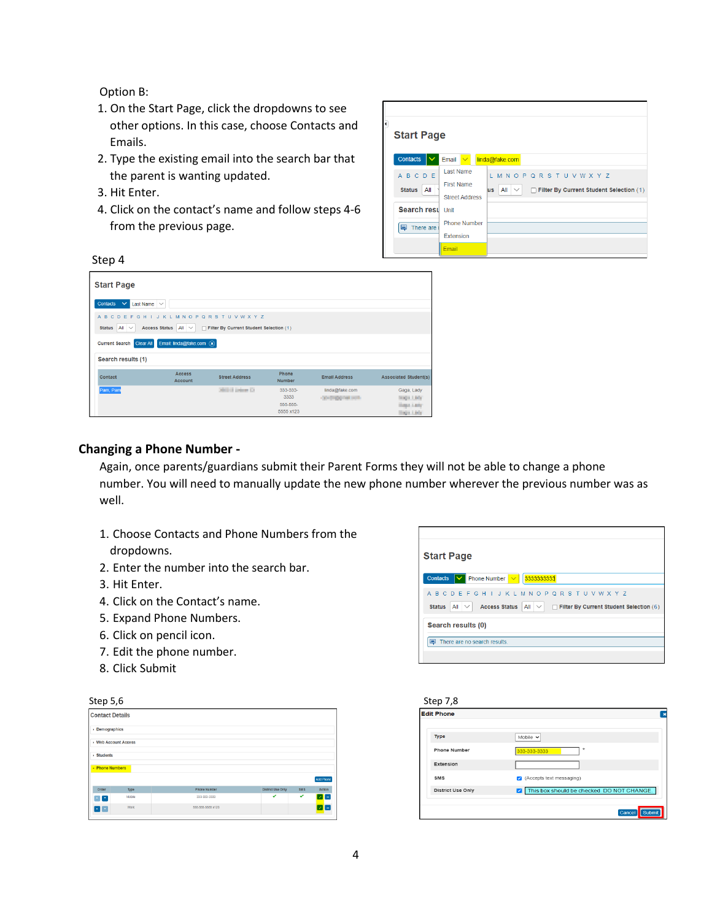Option B:

1. On the Start Page, click the dropdowns to see other options. In this case, choose Contacts and Emails.
2. Type the existing email into the search bar that the parent is wanting updated.
3. Hit Enter.
4. Click on the contact's name and follow steps 4-6 from the previous page.

Step 4

## Changing a Phone Number -

Again, once parents/guardians submit their Parent Forms they will not be able to change a phone number. You will need to manually update the new phone number wherever the previous number was as well.

1. Choose Contacts and Phone Numbers from the dropdowns.
2. Enter the number into the search bar.
3. Hit Enter.
4. Click on the Contact's name.
5. Expand Phone Numbers.
6. Click on pencil icon.
7. Edit the phone number.
8. Click Submit

Step 5,6

Step 7,8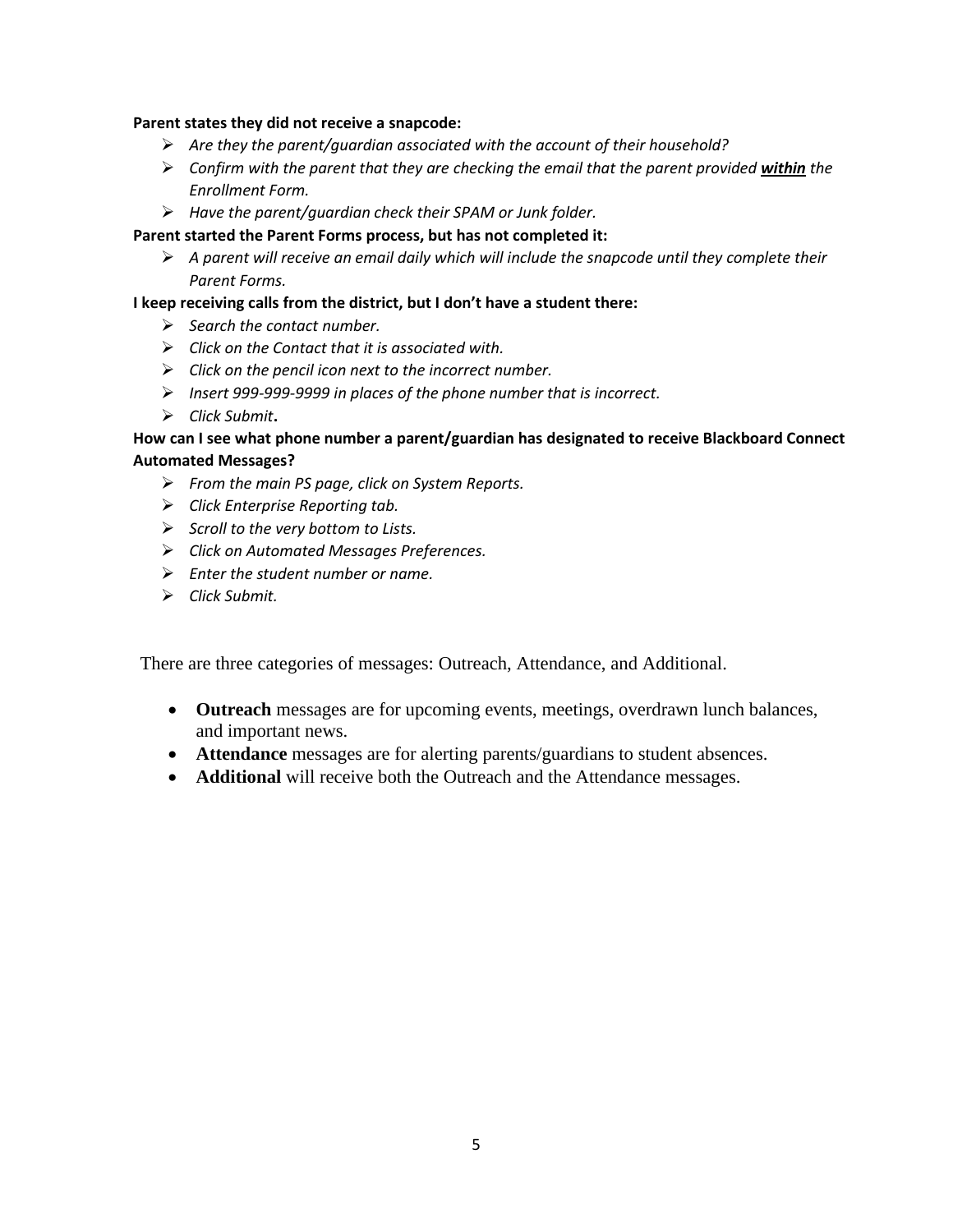**Parent states they did not receive a snapcode:**

- *Are they the parent/guardian associated with the account of their household?*
- *Confirm with the parent that they are checking the email that the parent provided **within** the Enrollment Form.*
- *Have the parent/guardian check their SPAM or Junk folder.*

**Parent started the Parent Forms process, but has not completed it:**

- *A parent will receive an email daily which will include the snapcode until they complete their Parent Forms.*

**I keep receiving calls from the district, but I don't have a student there:**

- *Search the contact number.*
- *Click on the Contact that it is associated with.*
- *Click on the pencil icon next to the incorrect number.*
- *Insert 999-999-9999 in places of the phone number that is incorrect.*
- *Click Submit*.

**How can I see what phone number a parent/guardian has designated to receive Blackboard Connect Automated Messages?**

- *From the main PS page, click on System Reports.*
- *Click Enterprise Reporting tab.*
- *Scroll to the very bottom to Lists.*
- *Click on Automated Messages Preferences.*
- *Enter the student number or name.*
- *Click Submit.*

There are three categories of messages: Outreach, Attendance, and Additional.

- **Outreach** messages are for upcoming events, meetings, overdrawn lunch balances, and important news.
- **Attendance** messages are for alerting parents/guardians to student absences.
- **Additional** will receive both the Outreach and the Attendance messages.